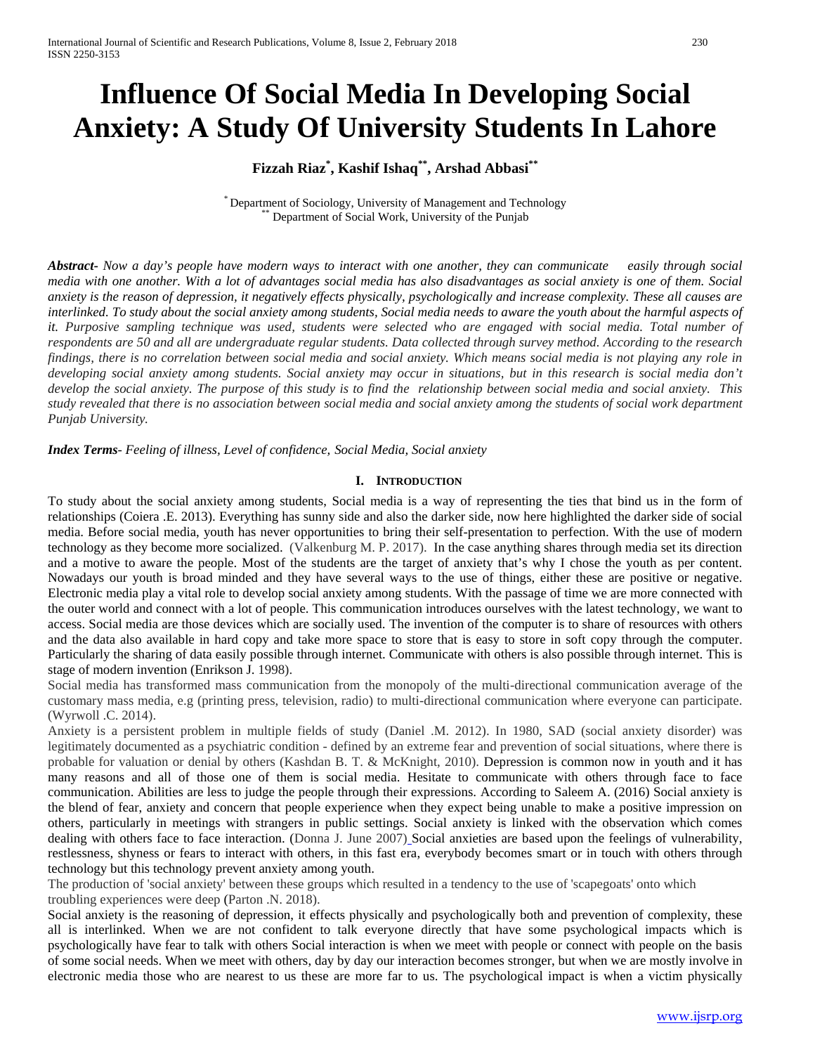# Influence Of Social Media In Developing Social Anxiety: A Study Of University Students In Lahore

**Fizzah Riaz[*], Kashif Ishaq[**], Arshad Abbasi[**]**

[*] Department of Sociology, University of Management and Technology
[**] Department of Social Work, University of the Punjab

***Abstract-*** *Now a day's people have modern ways to interact with one another, they can communicate easily through social media with one another. With a lot of advantages social media has also disadvantages as social anxiety is one of them. Social anxiety is the reason of depression, it negatively effects physically, psychologically and increase complexity. These all causes are interlinked. To study about the social anxiety among students, Social media needs to aware the youth about the harmful aspects of it. Purposive sampling technique was used, students were selected who are engaged with social media. Total number of respondents are 50 and all are undergraduate regular students. Data collected through survey method. According to the research findings, there is no correlation between social media and social anxiety. Which means social media is not playing any role in developing social anxiety among students. Social anxiety may occur in situations, but in this research is social media don't develop the social anxiety. The purpose of this study is to find the relationship between social media and social anxiety. This study revealed that there is no association between social media and social anxiety among the students of social work department Punjab University.*

***Index Terms-*** *Feeling of illness, Level of confidence, Social Media, Social anxiety*

## I. Introduction

To study about the social anxiety among students, Social media is a way of representing the ties that bind us in the form of relationships (Coiera .E. 2013). Everything has sunny side and also the darker side, now here highlighted the darker side of social media. Before social media, youth has never opportunities to bring their self-presentation to perfection. With the use of modern technology as they become more socialized. (Valkenburg M. P. 2017). In the case anything shares through media set its direction and a motive to aware the people. Most of the students are the target of anxiety that's why I chose the youth as per content. Nowadays our youth is broad minded and they have several ways to the use of things, either these are positive or negative. Electronic media play a vital role to develop social anxiety among students. With the passage of time we are more connected with the outer world and connect with a lot of people. This communication introduces ourselves with the latest technology, we want to access. Social media are those devices which are socially used. The invention of the computer is to share of resources with others and the data also available in hard copy and take more space to store that is easy to store in soft copy through the computer. Particularly the sharing of data easily possible through internet. Communicate with others is also possible through internet. This is stage of modern invention (Enrikson J. 1998).

Social media has transformed mass communication from the monopoly of the multi-directional communication average of the customary mass media, e.g (printing press, television, radio) to multi-directional communication where everyone can participate. (Wyrwoll .C. 2014).

Anxiety is a persistent problem in multiple fields of study (Daniel .M. 2012). In 1980, SAD (social anxiety disorder) was legitimately documented as a psychiatric condition - defined by an extreme fear and prevention of social situations, where there is probable for valuation or denial by others (Kashdan B. T. & McKnight, 2010). Depression is common now in youth and it has many reasons and all of those one of them is social media. Hesitate to communicate with others through face to face communication. Abilities are less to judge the people through their expressions. According to Saleem A. (2016) Social anxiety is the blend of fear, anxiety and concern that people experience when they expect being unable to make a positive impression on others, particularly in meetings with strangers in public settings. Social anxiety is linked with the observation which comes dealing with others face to face interaction. (Donna J. June 2007) Social anxieties are based upon the feelings of vulnerability, restlessness, shyness or fears to interact with others, in this fast era, everybody becomes smart or in touch with others through technology but this technology prevent anxiety among youth.

The production of 'social anxiety' between these groups which resulted in a tendency to the use of 'scapegoats' onto which troubling experiences were deep (Parton .N. 2018).

Social anxiety is the reasoning of depression, it effects physically and psychologically both and prevention of complexity, these all is interlinked. When we are not confident to talk everyone directly that have some psychological impacts which is psychologically have fear to talk with others Social interaction is when we meet with people or connect with people on the basis of some social needs. When we meet with others, day by day our interaction becomes stronger, but when we are mostly involve in electronic media those who are nearest to us these are more far to us. The psychological impact is when a victim physically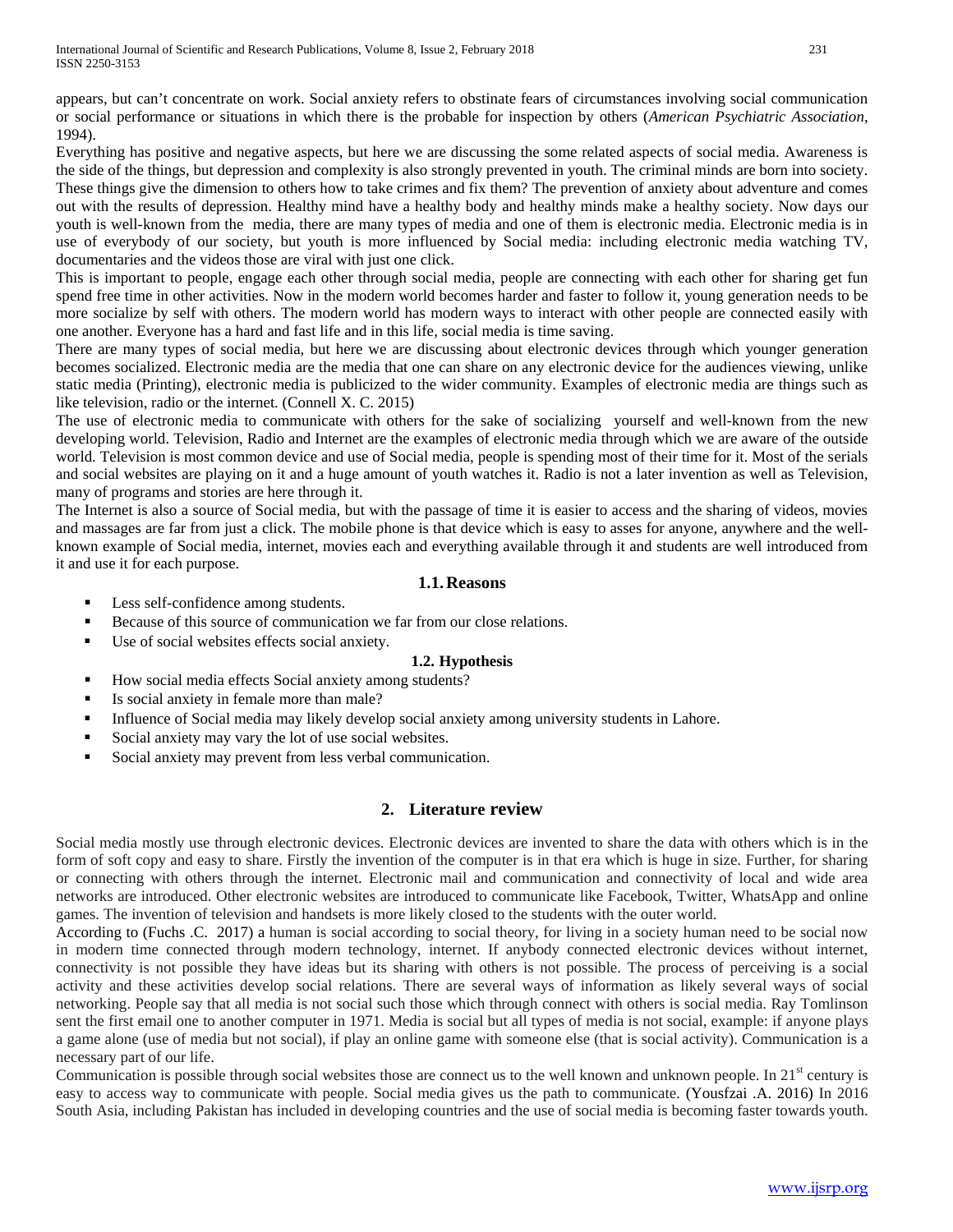appears, but can't concentrate on work. Social anxiety refers to obstinate fears of circumstances involving social communication or social performance or situations in which there is the probable for inspection by others (*American Psychiatric Association*, 1994).

Everything has positive and negative aspects, but here we are discussing the some related aspects of social media. Awareness is the side of the things, but depression and complexity is also strongly prevented in youth. The criminal minds are born into society. These things give the dimension to others how to take crimes and fix them? The prevention of anxiety about adventure and comes out with the results of depression. Healthy mind have a healthy body and healthy minds make a healthy society. Now days our youth is well-known from the media, there are many types of media and one of them is electronic media. Electronic media is in use of everybody of our society, but youth is more influenced by Social media: including electronic media watching TV, documentaries and the videos those are viral with just one click.

This is important to people, engage each other through social media, people are connecting with each other for sharing get fun spend free time in other activities. Now in the modern world becomes harder and faster to follow it, young generation needs to be more socialize by self with others. The modern world has modern ways to interact with other people are connected easily with one another. Everyone has a hard and fast life and in this life, social media is time saving.

There are many types of social media, but here we are discussing about electronic devices through which younger generation becomes socialized. Electronic media are the media that one can share on any electronic device for the audiences viewing, unlike static media (Printing), electronic media is publicized to the wider community. Examples of electronic media are things such as like television, radio or the internet. (Connell X. C. 2015)

The use of electronic media to communicate with others for the sake of socializing yourself and well-known from the new developing world. Television, Radio and Internet are the examples of electronic media through which we are aware of the outside world. Television is most common device and use of Social media, people is spending most of their time for it. Most of the serials and social websites are playing on it and a huge amount of youth watches it. Radio is not a later invention as well as Television, many of programs and stories are here through it.

The Internet is also a source of Social media, but with the passage of time it is easier to access and the sharing of videos, movies and massages are far from just a click. The mobile phone is that device which is easy to asses for anyone, anywhere and the well-known example of Social media, internet, movies each and everything available through it and students are well introduced from it and use it for each purpose.

### 1.1. Reasons

- Less self-confidence among students.
- Because of this source of communication we far from our close relations.
- Use of social websites effects social anxiety.

### 1.2. Hypothesis

- How social media effects Social anxiety among students?
- Is social anxiety in female more than male?
- Influence of Social media may likely develop social anxiety among university students in Lahore.
- Social anxiety may vary the lot of use social websites.
- Social anxiety may prevent from less verbal communication.

## 2. Literature review

Social media mostly use through electronic devices. Electronic devices are invented to share the data with others which is in the form of soft copy and easy to share. Firstly the invention of the computer is in that era which is huge in size. Further, for sharing or connecting with others through the internet. Electronic mail and communication and connectivity of local and wide area networks are introduced. Other electronic websites are introduced to communicate like Facebook, Twitter, WhatsApp and online games. The invention of television and handsets is more likely closed to the students with the outer world.

According to (Fuchs .C. 2017) a human is social according to social theory, for living in a society human need to be social now in modern time connected through modern technology, internet. If anybody connected electronic devices without internet, connectivity is not possible they have ideas but its sharing with others is not possible. The process of perceiving is a social activity and these activities develop social relations. There are several ways of information as likely several ways of social networking. People say that all media is not social such those which through connect with others is social media. Ray Tomlinson sent the first email one to another computer in 1971. Media is social but all types of media is not social, example: if anyone plays a game alone (use of media but not social), if play an online game with someone else (that is social activity). Communication is a necessary part of our life.

Communication is possible through social websites those are connect us to the well known and unknown people. In 21st century is easy to access way to communicate with people. Social media gives us the path to communicate. (Yousfzai .A. 2016) In 2016 South Asia, including Pakistan has included in developing countries and the use of social media is becoming faster towards youth.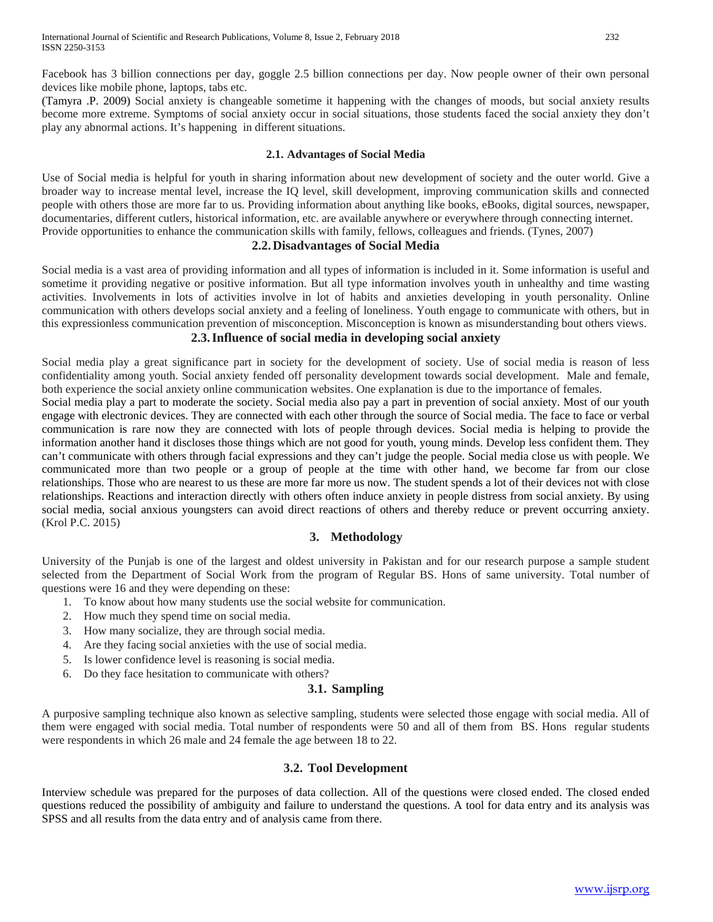Facebook has 3 billion connections per day, goggle 2.5 billion connections per day. Now people owner of their own personal devices like mobile phone, laptops, tabs etc.

(Tamyra .P. 2009) Social anxiety is changeable sometime it happening with the changes of moods, but social anxiety results become more extreme. Symptoms of social anxiety occur in social situations, those students faced the social anxiety they don't play any abnormal actions. It's happening in different situations.

### 2.1. Advantages of Social Media

Use of Social media is helpful for youth in sharing information about new development of society and the outer world. Give a broader way to increase mental level, increase the IQ level, skill development, improving communication skills and connected people with others those are more far to us. Providing information about anything like books, eBooks, digital sources, newspaper, documentaries, different cutlers, historical information, etc. are available anywhere or everywhere through connecting internet. Provide opportunities to enhance the communication skills with family, fellows, colleagues and friends. (Tynes, 2007)

### 2.2. Disadvantages of Social Media

Social media is a vast area of providing information and all types of information is included in it. Some information is useful and sometime it providing negative or positive information. But all type information involves youth in unhealthy and time wasting activities. Involvements in lots of activities involve in lot of habits and anxieties developing in youth personality. Online communication with others develops social anxiety and a feeling of loneliness. Youth engage to communicate with others, but in this expressionless communication prevention of misconception. Misconception is known as misunderstanding bout others views.

### 2.3. Influence of social media in developing social anxiety

Social media play a great significance part in society for the development of society. Use of social media is reason of less confidentiality among youth. Social anxiety fended off personality development towards social development. Male and female, both experience the social anxiety online communication websites. One explanation is due to the importance of females.

Social media play a part to moderate the society. Social media also pay a part in prevention of social anxiety. Most of our youth engage with electronic devices. They are connected with each other through the source of Social media. The face to face or verbal communication is rare now they are connected with lots of people through devices. Social media is helping to provide the information another hand it discloses those things which are not good for youth, young minds. Develop less confident them. They can't communicate with others through facial expressions and they can't judge the people. Social media close us with people. We communicated more than two people or a group of people at the time with other hand, we become far from our close relationships. Those who are nearest to us these are more far more us now. The student spends a lot of their devices not with close relationships. Reactions and interaction directly with others often induce anxiety in people distress from social anxiety. By using social media, social anxious youngsters can avoid direct reactions of others and thereby reduce or prevent occurring anxiety. (Krol P.C. 2015)

## 3. Methodology

University of the Punjab is one of the largest and oldest university in Pakistan and for our research purpose a sample student selected from the Department of Social Work from the program of Regular BS. Hons of same university. Total number of questions were 16 and they were depending on these:

1. To know about how many students use the social website for communication.
2. How much they spend time on social media.
3. How many socialize, they are through social media.
4. Are they facing social anxieties with the use of social media.
5. Is lower confidence level is reasoning is social media.
6. Do they face hesitation to communicate with others?

### 3.1. Sampling

A purposive sampling technique also known as selective sampling, students were selected those engage with social media. All of them were engaged with social media. Total number of respondents were 50 and all of them from BS. Hons regular students were respondents in which 26 male and 24 female the age between 18 to 22.

### 3.2. Tool Development

Interview schedule was prepared for the purposes of data collection. All of the questions were closed ended. The closed ended questions reduced the possibility of ambiguity and failure to understand the questions. A tool for data entry and its analysis was SPSS and all results from the data entry and of analysis came from there.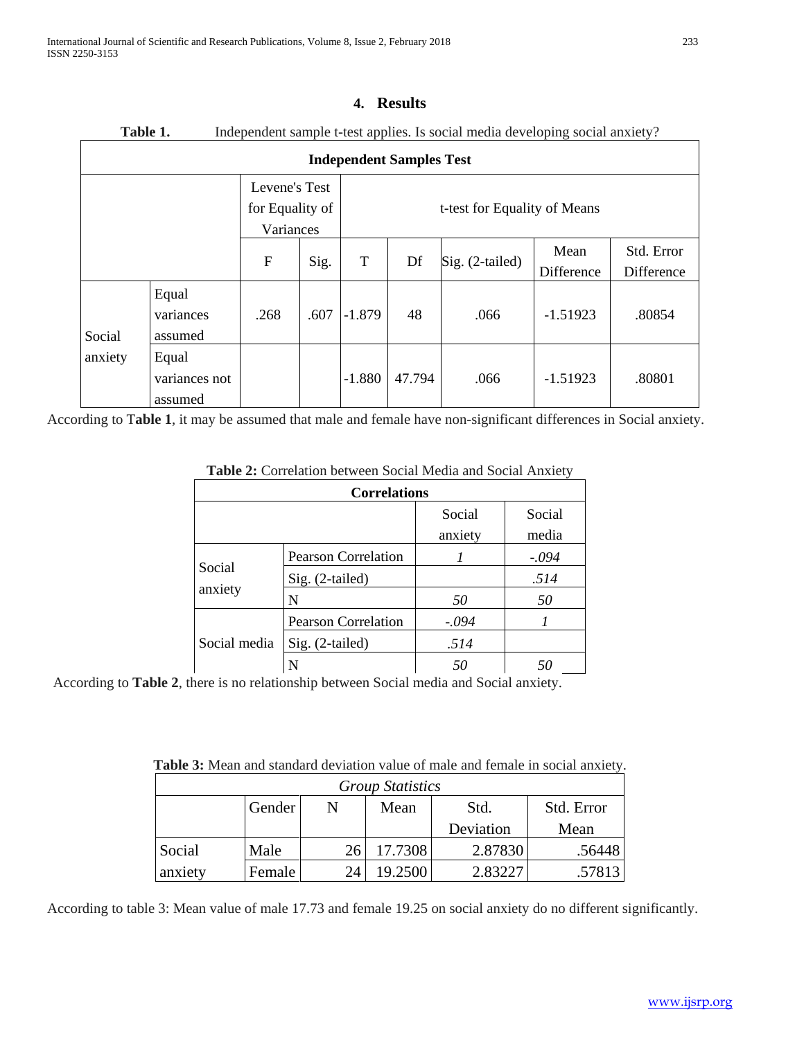## 4. Results

**Table 1.** Independent sample t-test applies. Is social media developing social anxiety?

| Independent Samples Test | | | | | | | | |
|---|---|---|---|---|---|---|---|---|
| | | Levene's Test for Equality of Variances | | t-test for Equality of Means | | | | |
| | | F | Sig. | T | Df | Sig. (2-tailed) | Mean Difference | Std. Error Difference |
| Social anxiety | Equal variances assumed | .268 | .607 | -1.879 | 48 | .066 | -1.51923 | .80854 |
| | Equal variances not assumed | | | -1.880 | 47.794 | .066 | -1.51923 | .80801 |

According to T**able 1**, it may be assumed that male and female have non-significant differences in Social anxiety.

**Table 2:** Correlation between Social Media and Social Anxiety

| Correlations | | | |
|---|---|---|---|
| | | Social anxiety | Social media |
| Social anxiety | Pearson Correlation | *1* | *-.094* |
| | Sig. (2-tailed) | | *.514* |
| | N | *50* | *50* |
| Social media | Pearson Correlation | *-.094* | *1* |
| | Sig. (2-tailed) | *.514* | |
| | N | *50* | *50* |

According to **Table 2**, there is no relationship between Social media and Social anxiety.

**Table 3:** Mean and standard deviation value of male and female in social anxiety.

| *Group Statistics* | | | | | |
|---|---|---|---|---|---|
| | Gender | N | Mean | Std. Deviation | Std. Error Mean |
| Social anxiety | Male | 26 | 17.7308 | 2.87830 | .56448 |
| | Female | 24 | 19.2500 | 2.83227 | .57813 |

According to table 3: Mean value of male 17.73 and female 19.25 on social anxiety do no different significantly.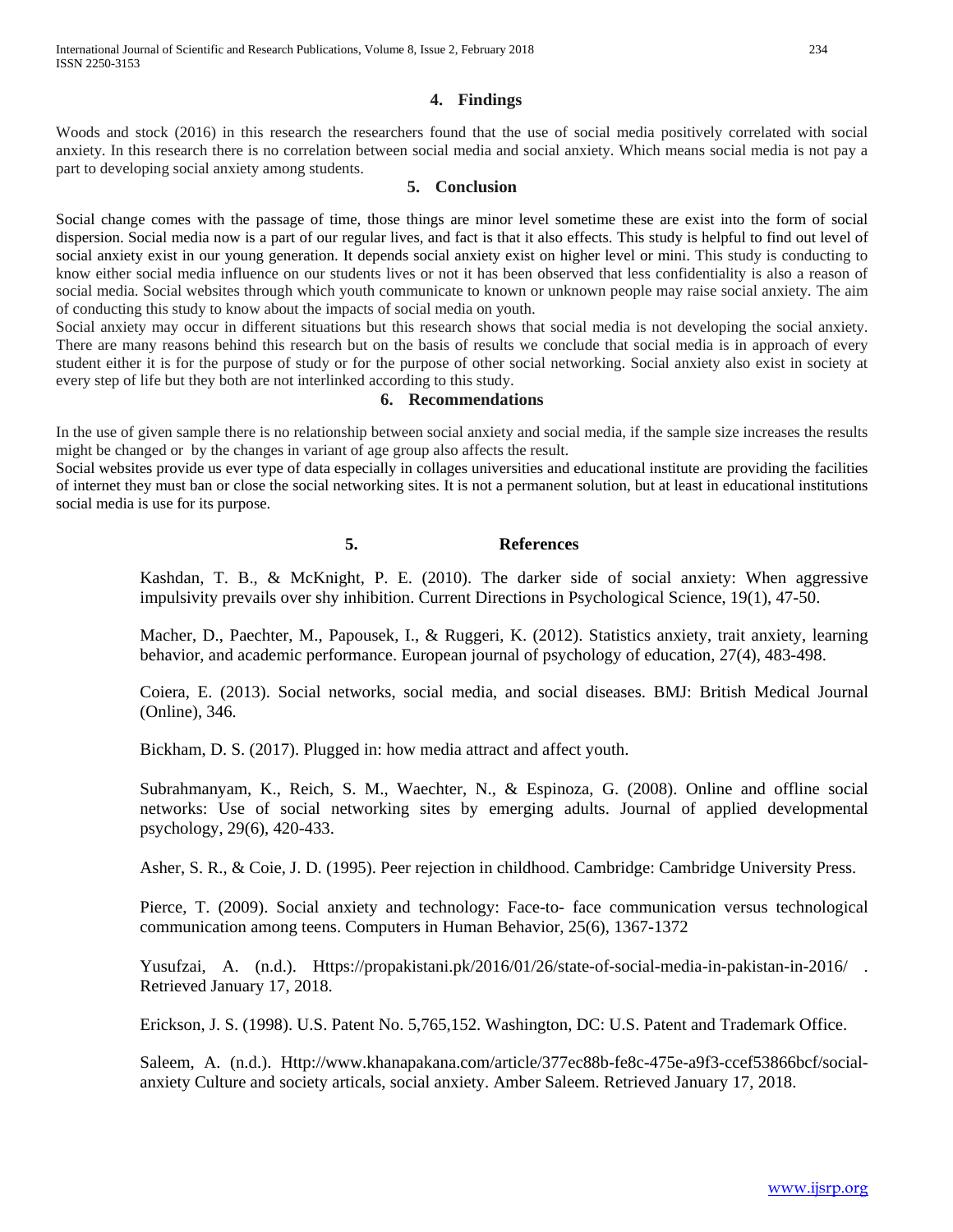## 4. Findings

Woods and stock (2016) in this research the researchers found that the use of social media positively correlated with social anxiety. In this research there is no correlation between social media and social anxiety. Which means social media is not pay a part to developing social anxiety among students.

## 5. Conclusion

Social change comes with the passage of time, those things are minor level sometime these are exist into the form of social dispersion. Social media now is a part of our regular lives, and fact is that it also effects. This study is helpful to find out level of social anxiety exist in our young generation. It depends social anxiety exist on higher level or mini. This study is conducting to know either social media influence on our students lives or not it has been observed that less confidentiality is also a reason of social media. Social websites through which youth communicate to known or unknown people may raise social anxiety. The aim of conducting this study to know about the impacts of social media on youth.

Social anxiety may occur in different situations but this research shows that social media is not developing the social anxiety. There are many reasons behind this research but on the basis of results we conclude that social media is in approach of every student either it is for the purpose of study or for the purpose of other social networking. Social anxiety also exist in society at every step of life but they both are not interlinked according to this study.

## 6. Recommendations

In the use of given sample there is no relationship between social anxiety and social media, if the sample size increases the results might be changed or by the changes in variant of age group also affects the result.

Social websites provide us ever type of data especially in collages universities and educational institute are providing the facilities of internet they must ban or close the social networking sites. It is not a permanent solution, but at least in educational institutions social media is use for its purpose.

## 5. References

Kashdan, T. B., & McKnight, P. E. (2010). The darker side of social anxiety: When aggressive impulsivity prevails over shy inhibition. Current Directions in Psychological Science, 19(1), 47-50.

Macher, D., Paechter, M., Papousek, I., & Ruggeri, K. (2012). Statistics anxiety, trait anxiety, learning behavior, and academic performance. European journal of psychology of education, 27(4), 483-498.

Coiera, E. (2013). Social networks, social media, and social diseases. BMJ: British Medical Journal (Online), 346.

Bickham, D. S. (2017). Plugged in: how media attract and affect youth.

Subrahmanyam, K., Reich, S. M., Waechter, N., & Espinoza, G. (2008). Online and offline social networks: Use of social networking sites by emerging adults. Journal of applied developmental psychology, 29(6), 420-433.

Asher, S. R., & Coie, J. D. (1995). Peer rejection in childhood. Cambridge: Cambridge University Press.

Pierce, T. (2009). Social anxiety and technology: Face-to- face communication versus technological communication among teens. Computers in Human Behavior, 25(6), 1367-1372

Yusufzai, A. (n.d.). Https://propakistani.pk/2016/01/26/state-of-social-media-in-pakistan-in-2016/ . Retrieved January 17, 2018.

Erickson, J. S. (1998). U.S. Patent No. 5,765,152. Washington, DC: U.S. Patent and Trademark Office.

Saleem, A. (n.d.). Http://www.khanapakana.com/article/377ec88b-fe8c-475e-a9f3-ccef53866bcf/social-anxiety Culture and society articals, social anxiety. Amber Saleem. Retrieved January 17, 2018.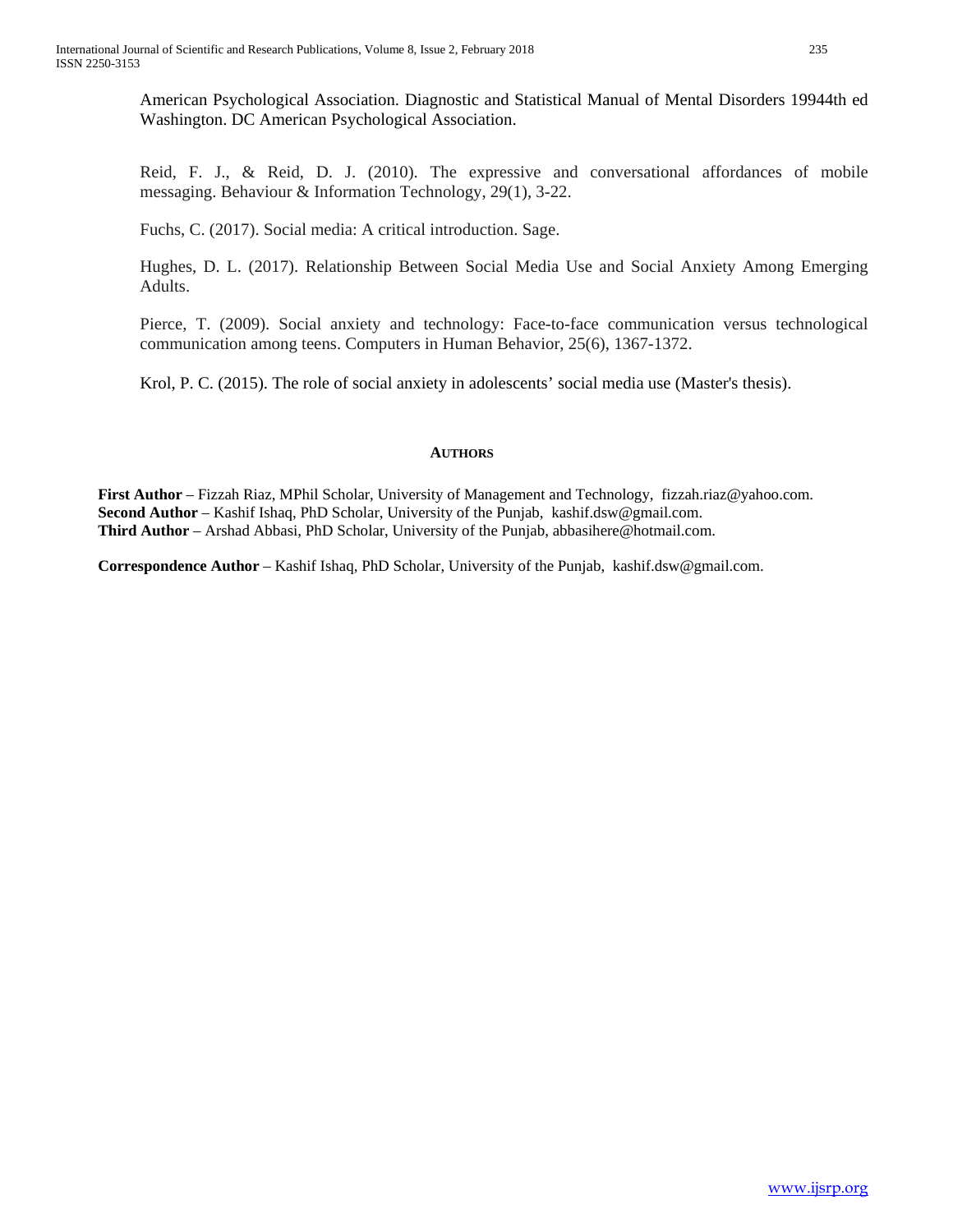American Psychological Association. Diagnostic and Statistical Manual of Mental Disorders 19944th ed Washington. DC American Psychological Association.

Reid, F. J., & Reid, D. J. (2010). The expressive and conversational affordances of mobile messaging. Behaviour & Information Technology, 29(1), 3-22.

Fuchs, C. (2017). Social media: A critical introduction. Sage.

Hughes, D. L. (2017). Relationship Between Social Media Use and Social Anxiety Among Emerging Adults.

Pierce, T. (2009). Social anxiety and technology: Face-to-face communication versus technological communication among teens. Computers in Human Behavior, 25(6), 1367-1372.

Krol, P. C. (2015). The role of social anxiety in adolescents' social media use (Master's thesis).

## AUTHORS

**First Author** – Fizzah Riaz, MPhil Scholar, University of Management and Technology, fizzah.riaz@yahoo.com.
**Second Author** – Kashif Ishaq, PhD Scholar, University of the Punjab, kashif.dsw@gmail.com.
**Third Author** – Arshad Abbasi, PhD Scholar, University of the Punjab, abbasihere@hotmail.com.

**Correspondence Author** – Kashif Ishaq, PhD Scholar, University of the Punjab, kashif.dsw@gmail.com.